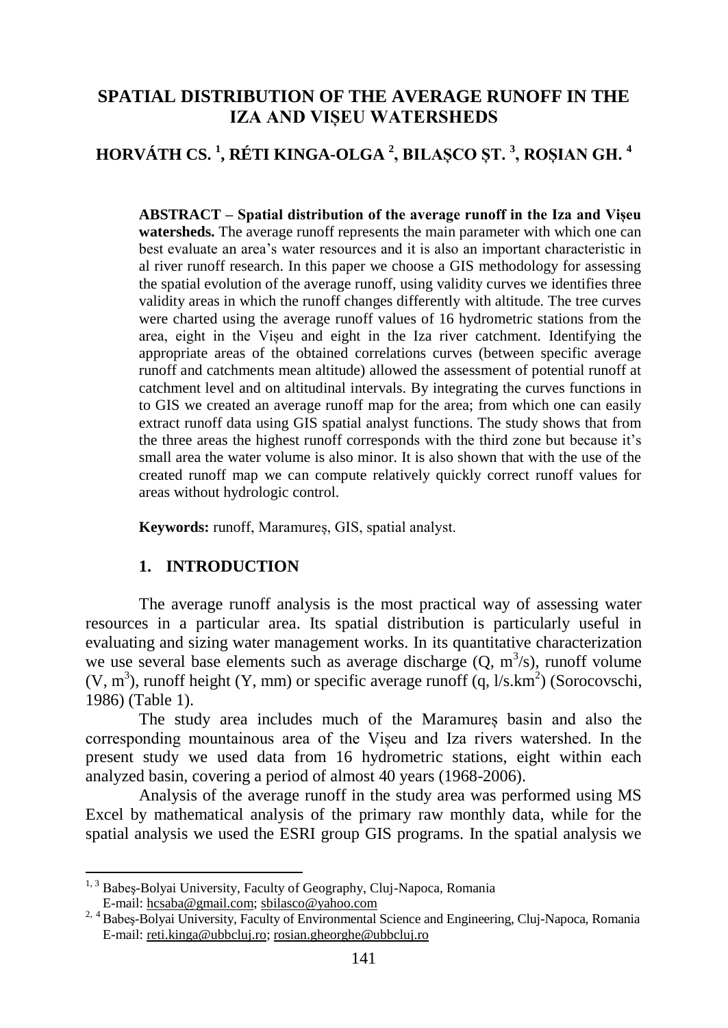# SPATIAL DISTRIBUTION OF THE AVERAGE RUNOFF IN THE IZA AND VIȘEU WATERSHEDS

## HORVÁTH CS. [1], RÉTI KINGA-OLGA [2], BILAȘCO ȘT. [3], ROȘIAN GH. [4]

**ABSTRACT – Spatial distribution of the average runoff in the Iza and Vișeu watersheds.** The average runoff represents the main parameter with which one can best evaluate an area's water resources and it is also an important characteristic in al river runoff research. In this paper we choose a GIS methodology for assessing the spatial evolution of the average runoff, using validity curves we identifies three validity areas in which the runoff changes differently with altitude. The tree curves were charted using the average runoff values of 16 hydrometric stations from the area, eight in the Vișeu and eight in the Iza river catchment. Identifying the appropriate areas of the obtained correlations curves (between specific average runoff and catchments mean altitude) allowed the assessment of potential runoff at catchment level and on altitudinal intervals. By integrating the curves functions in to GIS we created an average runoff map for the area; from which one can easily extract runoff data using GIS spatial analyst functions. The study shows that from the three areas the highest runoff corresponds with the third zone but because it's small area the water volume is also minor. It is also shown that with the use of the created runoff map we can compute relatively quickly correct runoff values for areas without hydrologic control.

**Keywords:** runoff, Maramureș, GIS, spatial analyst.

## 1. INTRODUCTION

The average runoff analysis is the most practical way of assessing water resources in a particular area. Its spatial distribution is particularly useful in evaluating and sizing water management works. In its quantitative characterization we use several base elements such as average discharge (Q, $m^3/s$), runoff volume (V, $m^3$), runoff height (Y, mm) or specific average runoff (q, $l/s.km^2$) (Sorocovschi, 1986) (Table 1).

The study area includes much of the Maramureș basin and also the corresponding mountainous area of the Vișeu and Iza rivers watershed. In the present study we used data from 16 hydrometric stations, eight within each analyzed basin, covering a period of almost 40 years (1968-2006).

Analysis of the average runoff in the study area was performed using MS Excel by mathematical analysis of the primary raw monthly data, while for the spatial analysis we used the ESRI group GIS programs. In the spatial analysis we

---

[1, 3] Babeș-Bolyai University, Faculty of Geography, Cluj-Napoca, Romania
E-mail: hcsaba@gmail.com; sbilasco@yahoo.com

[2, 4] Babeș-Bolyai University, Faculty of Environmental Science and Engineering, Cluj-Napoca, Romania
E-mail: reti.kinga@ubbcluj.ro; rosian.gheorghe@ubbcluj.ro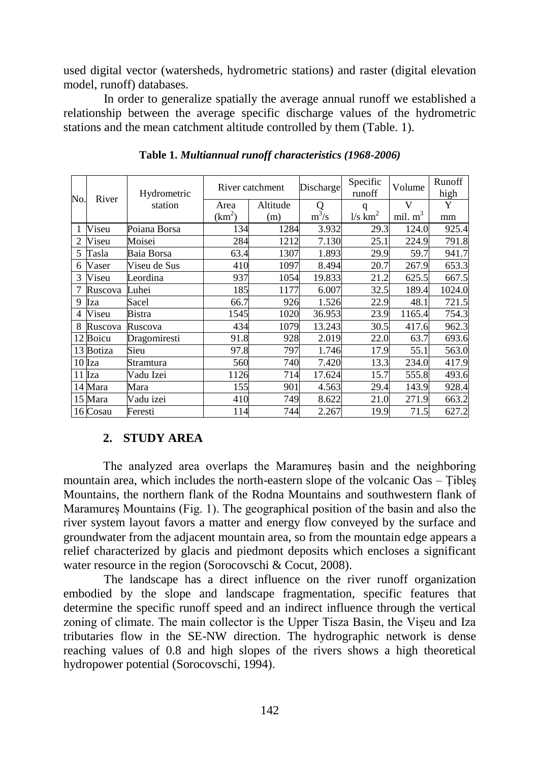used digital vector (watersheds, hydrometric stations) and raster (digital elevation model, runoff) databases.

In order to generalize spatially the average annual runoff we established a relationship between the average specific discharge values of the hydrometric stations and the mean catchment altitude controlled by them (Table. 1).

**Table 1.** ***Multiannual runoff characteristics (1968-2006)***

| No. | River | Hydrometric station | River catchment | | Discharge | Specific runoff | Volume | Runoff high |
|---|---|---|---|---|---|---|---|---|
| | | | Area ($km^2$) | Altitude (m) | Q $m^3/s$ | q $l/s\ km^2$ | V mil. $m^3$ | Y mm |
| 1 | Viseu | Poiana Borsa | 134 | 1284 | 3.932 | 29.3 | 124.0 | 925.4 |
| 2 | Viseu | Moisei | 284 | 1212 | 7.130 | 25.1 | 224.9 | 791.8 |
| 5 | Tasla | Baia Borsa | 63.4 | 1307 | 1.893 | 29.9 | 59.7 | 941.7 |
| 6 | Vaser | Viseu de Sus | 410 | 1097 | 8.494 | 20.7 | 267.9 | 653.3 |
| 3 | Viseu | Leordina | 937 | 1054 | 19.833 | 21.2 | 625.5 | 667.5 |
| 7 | Ruscova | Luhei | 185 | 1177 | 6.007 | 32.5 | 189.4 | 1024.0 |
| 9 | Iza | Sacel | 66.7 | 926 | 1.526 | 22.9 | 48.1 | 721.5 |
| 4 | Viseu | Bistra | 1545 | 1020 | 36.953 | 23.9 | 1165.4 | 754.3 |
| 8 | Ruscova | Ruscova | 434 | 1079 | 13.243 | 30.5 | 417.6 | 962.3 |
| 12 | Boicu | Dragomiresti | 91.8 | 928 | 2.019 | 22.0 | 63.7 | 693.6 |
| 13 | Botiza | Sieu | 97.8 | 797 | 1.746 | 17.9 | 55.1 | 563.0 |
| 10 | Iza | Stramtura | 560 | 740 | 7.420 | 13.3 | 234.0 | 417.9 |
| 11 | Iza | Vadu Izei | 1126 | 714 | 17.624 | 15.7 | 555.8 | 493.6 |
| 14 | Mara | Mara | 155 | 901 | 4.563 | 29.4 | 143.9 | 928.4 |
| 15 | Mara | Vadu izei | 410 | 749 | 8.622 | 21.0 | 271.9 | 663.2 |
| 16 | Cosau | Feresti | 114 | 744 | 2.267 | 19.9 | 71.5 | 627.2 |

## 2. STUDY AREA

The analyzed area overlaps the Maramureș basin and the neighboring mountain area, which includes the north-eastern slope of the volcanic Oas – Țibleș Mountains, the northern flank of the Rodna Mountains and southwestern flank of Maramureș Mountains (Fig. 1). The geographical position of the basin and also the river system layout favors a matter and energy flow conveyed by the surface and groundwater from the adjacent mountain area, so from the mountain edge appears a relief characterized by glacis and piedmont deposits which encloses a significant water resource in the region (Sorocovschi & Cocut, 2008).

The landscape has a direct influence on the river runoff organization embodied by the slope and landscape fragmentation, specific features that determine the specific runoff speed and an indirect influence through the vertical zoning of climate. The main collector is the Upper Tisza Basin, the Vișeu and Iza tributaries flow in the SE-NW direction. The hydrographic network is dense reaching values of 0.8 and high slopes of the rivers shows a high theoretical hydropower potential (Sorocovschi, 1994).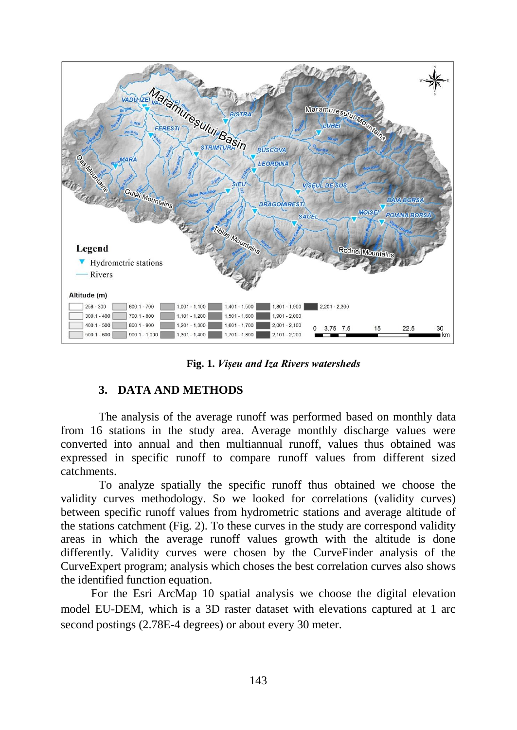**Fig. 1.** ***Vișeu and Iza Rivers watersheds***

## 3. DATA AND METHODS

The analysis of the average runoff was performed based on monthly data from 16 stations in the study area. Average monthly discharge values were converted into annual and then multiannual runoff, values thus obtained was expressed in specific runoff to compare runoff values from different sized catchments.

To analyze spatially the specific runoff thus obtained we choose the validity curves methodology. So we looked for correlations (validity curves) between specific runoff values from hydrometric stations and average altitude of the stations catchment (Fig. 2). To these curves in the study are correspond validity areas in which the average runoff values growth with the altitude is done differently. Validity curves were chosen by the CurveFinder analysis of the CurveExpert program; analysis which choses the best correlation curves also shows the identified function equation.

For the Esri ArcMap 10 spatial analysis we choose the digital elevation model EU-DEM, which is a 3D raster dataset with elevations captured at 1 arc second postings (2.78E-4 degrees) or about every 30 meter.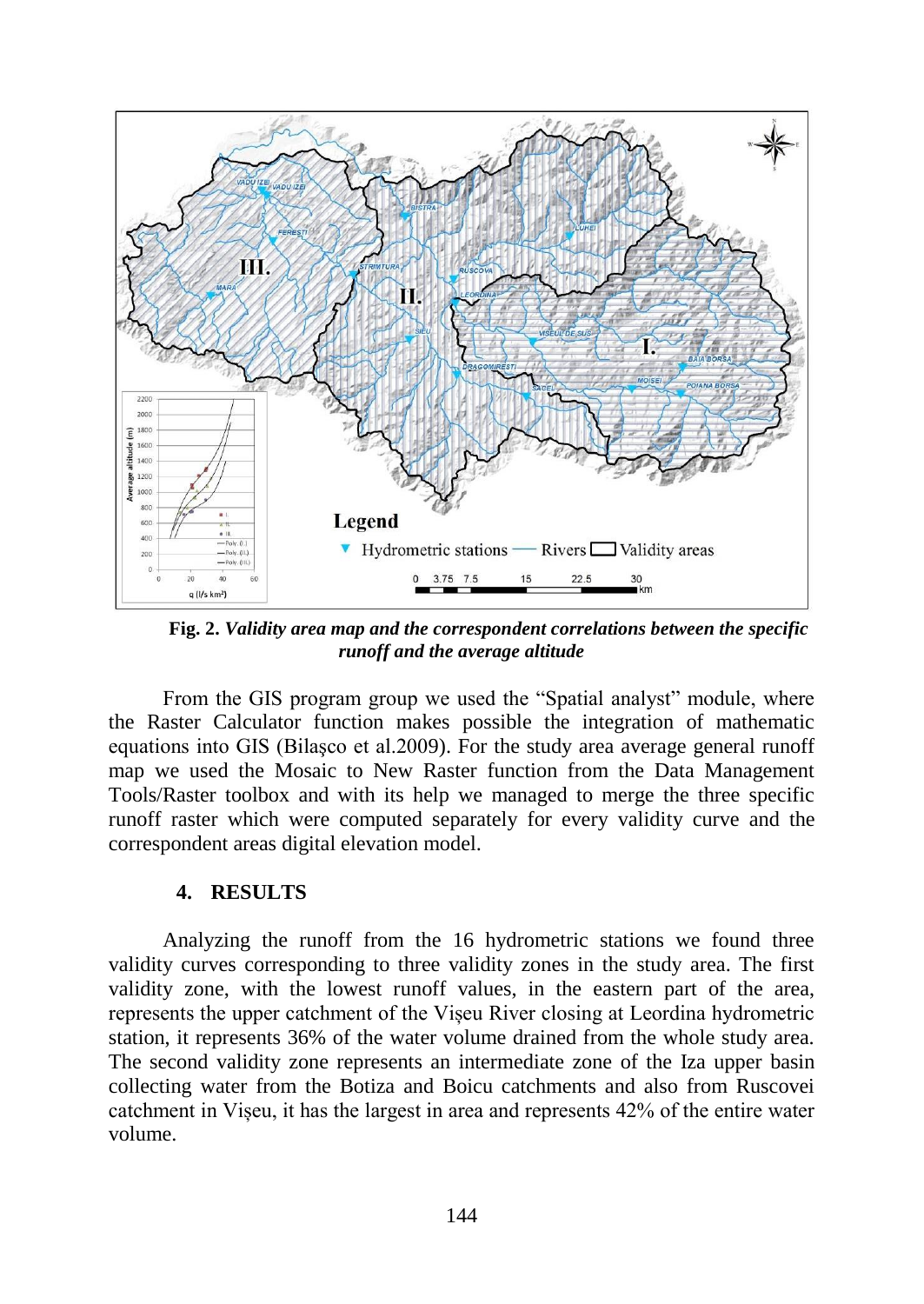**Fig. 2.** ***Validity area map and the correspondent correlations between the specific runoff and the average altitude***

From the GIS program group we used the "Spatial analyst" module, where the Raster Calculator function makes possible the integration of mathematic equations into GIS (Bilaşco et al.2009). For the study area average general runoff map we used the Mosaic to New Raster function from the Data Management Tools/Raster toolbox and with its help we managed to merge the three specific runoff raster which were computed separately for every validity curve and the correspondent areas digital elevation model.

## 4. RESULTS

Analyzing the runoff from the 16 hydrometric stations we found three validity curves corresponding to three validity zones in the study area. The first validity zone, with the lowest runoff values, in the eastern part of the area, represents the upper catchment of the Vișeu River closing at Leordina hydrometric station, it represents 36% of the water volume drained from the whole study area. The second validity zone represents an intermediate zone of the Iza upper basin collecting water from the Botiza and Boicu catchments and also from Ruscovei catchment in Vișeu, it has the largest in area and represents 42% of the entire water volume.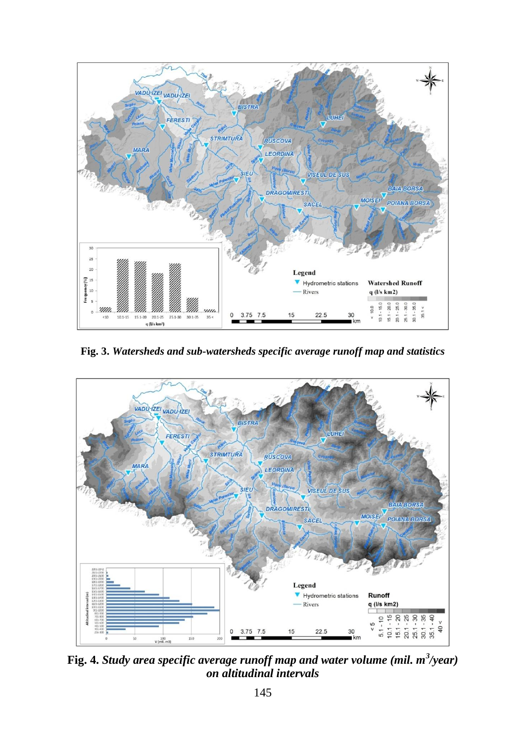**Fig. 3.** ***Watersheds and sub-watersheds specific average runoff map and statistics***

**Fig. 4.** ***Study area specific average runoff map and water volume (mil. m$^3$/year) on altitudinal intervals***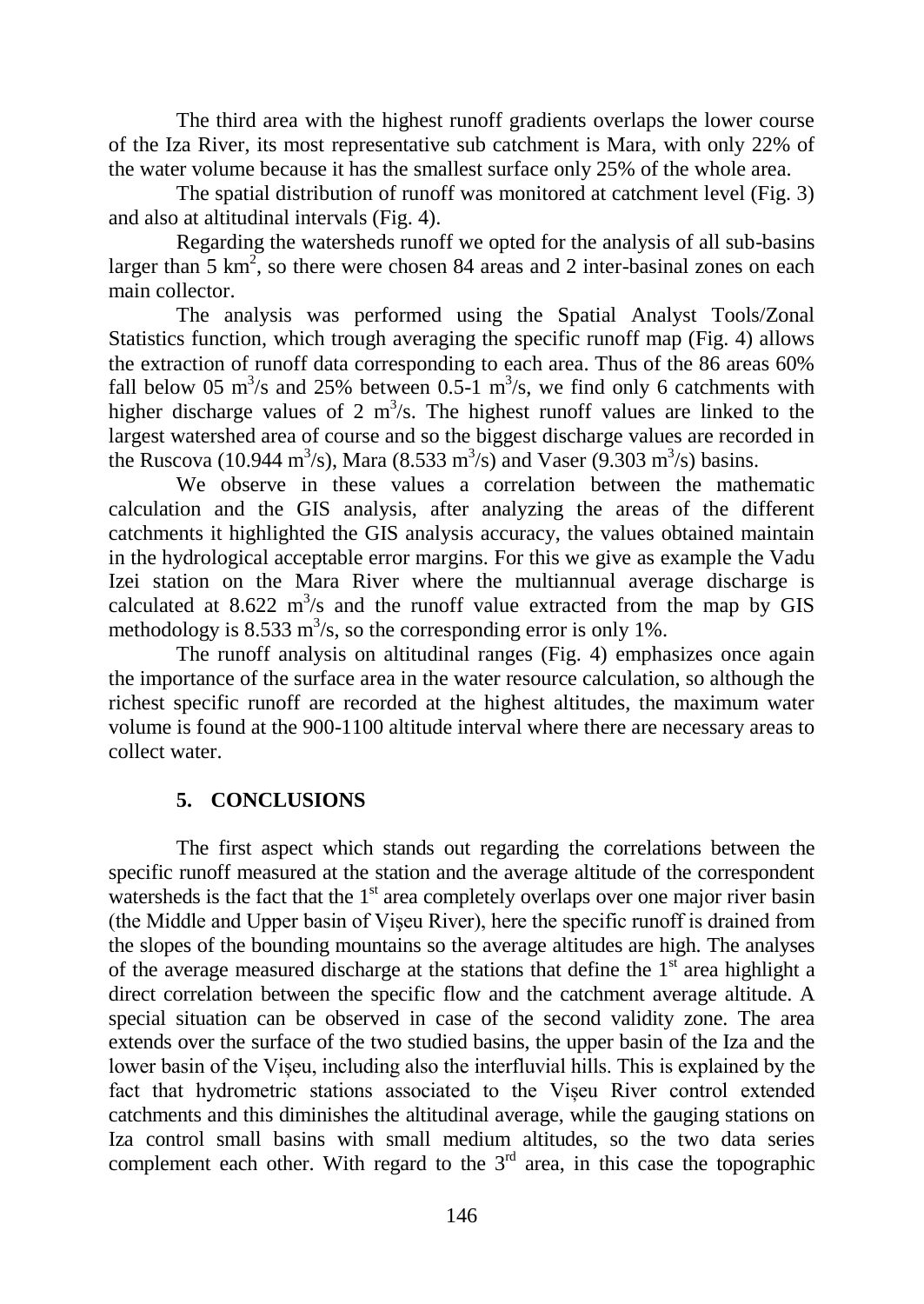The third area with the highest runoff gradients overlaps the lower course of the Iza River, its most representative sub catchment is Mara, with only 22% of the water volume because it has the smallest surface only 25% of the whole area.

The spatial distribution of runoff was monitored at catchment level (Fig. 3) and also at altitudinal intervals (Fig. 4).

Regarding the watersheds runoff we opted for the analysis of all sub-basins larger than 5 km$^2$, so there were chosen 84 areas and 2 inter-basinal zones on each main collector.

The analysis was performed using the Spatial Analyst Tools/Zonal Statistics function, which trough averaging the specific runoff map (Fig. 4) allows the extraction of runoff data corresponding to each area. Thus of the 86 areas 60% fall below 05 m$^3$/s and 25% between 0.5-1 m$^3$/s, we find only 6 catchments with higher discharge values of 2 m$^3$/s. The highest runoff values are linked to the largest watershed area of course and so the biggest discharge values are recorded in the Ruscova (10.944 m$^3$/s), Mara (8.533 m$^3$/s) and Vaser (9.303 m$^3$/s) basins.

We observe in these values a correlation between the mathematic calculation and the GIS analysis, after analyzing the areas of the different catchments it highlighted the GIS analysis accuracy, the values obtained maintain in the hydrological acceptable error margins. For this we give as example the Vadu Izei station on the Mara River where the multiannual average discharge is calculated at 8.622 m$^3$/s and the runoff value extracted from the map by GIS methodology is 8.533 m$^3$/s, so the corresponding error is only 1%.

The runoff analysis on altitudinal ranges (Fig. 4) emphasizes once again the importance of the surface area in the water resource calculation, so although the richest specific runoff are recorded at the highest altitudes, the maximum water volume is found at the 900-1100 altitude interval where there are necessary areas to collect water.

## 5. CONCLUSIONS

The first aspect which stands out regarding the correlations between the specific runoff measured at the station and the average altitude of the correspondent watersheds is the fact that the 1st area completely overlaps over one major river basin (the Middle and Upper basin of Vişeu River), here the specific runoff is drained from the slopes of the bounding mountains so the average altitudes are high. The analyses of the average measured discharge at the stations that define the 1st area highlight a direct correlation between the specific flow and the catchment average altitude. A special situation can be observed in case of the second validity zone. The area extends over the surface of the two studied basins, the upper basin of the Iza and the lower basin of the Vișeu, including also the interfluvial hills. This is explained by the fact that hydrometric stations associated to the Vișeu River control extended catchments and this diminishes the altitudinal average, while the gauging stations on Iza control small basins with small medium altitudes, so the two data series complement each other. With regard to the 3rd area, in this case the topographic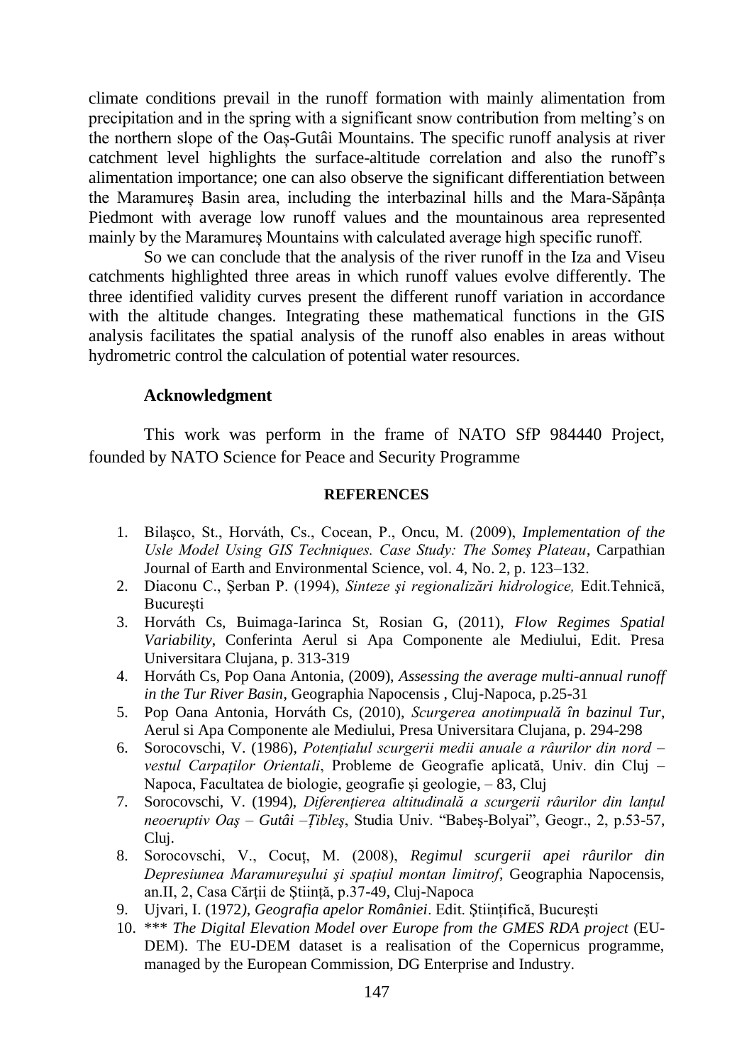climate conditions prevail in the runoff formation with mainly alimentation from precipitation and in the spring with a significant snow contribution from melting's on the northern slope of the Oaș-Gutâi Mountains. The specific runoff analysis at river catchment level highlights the surface-altitude correlation and also the runoff's alimentation importance; one can also observe the significant differentiation between the Maramureș Basin area, including the interbazinal hills and the Mara-Săpânța Piedmont with average low runoff values and the mountainous area represented mainly by the Maramureș Mountains with calculated average high specific runoff.

So we can conclude that the analysis of the river runoff in the Iza and Viseu catchments highlighted three areas in which runoff values evolve differently. The three identified validity curves present the different runoff variation in accordance with the altitude changes. Integrating these mathematical functions in the GIS analysis facilitates the spatial analysis of the runoff also enables in areas without hydrometric control the calculation of potential water resources.

### Acknowledgment

This work was perform in the frame of NATO SfP 984440 Project, founded by NATO Science for Peace and Security Programme

## REFERENCES

1. Bilaşco, St., Horváth, Cs., Cocean, P., Oncu, M. (2009), *Implementation of the Usle Model Using GIS Techniques. Case Study: The Someş Plateau*, Carpathian Journal of Earth and Environmental Science, vol. 4, No. 2, p. 123–132.
2. Diaconu C., Şerban P. (1994), *Sinteze şi regionalizări hidrologice,* Edit.Tehnică, Bucureşti
3. Horváth Cs, Buimaga-Iarinca St, Rosian G, (2011), *Flow Regimes Spatial Variability*, Conferinta Aerul si Apa Componente ale Mediului, Edit. Presa Universitara Clujana, p. 313-319
4. Horváth Cs, Pop Oana Antonia, (2009), *Assessing the average multi-annual runoff in the Tur River Basin*, Geographia Napocensis , Cluj-Napoca, p.25-31
5. Pop Oana Antonia, Horváth Cs, (2010), *Scurgerea anotimpuală în bazinul Tur*, Aerul si Apa Componente ale Mediului, Presa Universitara Clujana, p. 294-298
6. Sorocovschi, V. (1986), *Potențialul scurgerii medii anuale a râurilor din nord – vestul Carpaților Orientali*, Probleme de Geografie aplicată, Univ. din Cluj – Napoca, Facultatea de biologie, geografie şi geologie, – 83, Cluj
7. Sorocovschi, V. (1994), *Diferențierea altitudinală a scurgerii râurilor din lanțul neoeruptiv Oaş – Gutâi –Țibleş*, Studia Univ. "Babeş-Bolyai", Geogr., 2, p.53-57, Cluj.
8. Sorocovschi, V., Cocuț, M. (2008), *Regimul scurgerii apei râurilor din Depresiunea Maramureşului şi spațiul montan limitrof*, Geographia Napocensis, an.II, 2, Casa Cărții de Ştiință, p.37-49, Cluj-Napoca
9. Ujvari, I. (1972*), Geografia apelor României*. Edit. Ştiințifică, Bucureşti
10. \*\*\* *The Digital Elevation Model over Europe from the GMES RDA project* (EU-DEM). The EU-DEM dataset is a realisation of the Copernicus programme, managed by the European Commission, DG Enterprise and Industry.